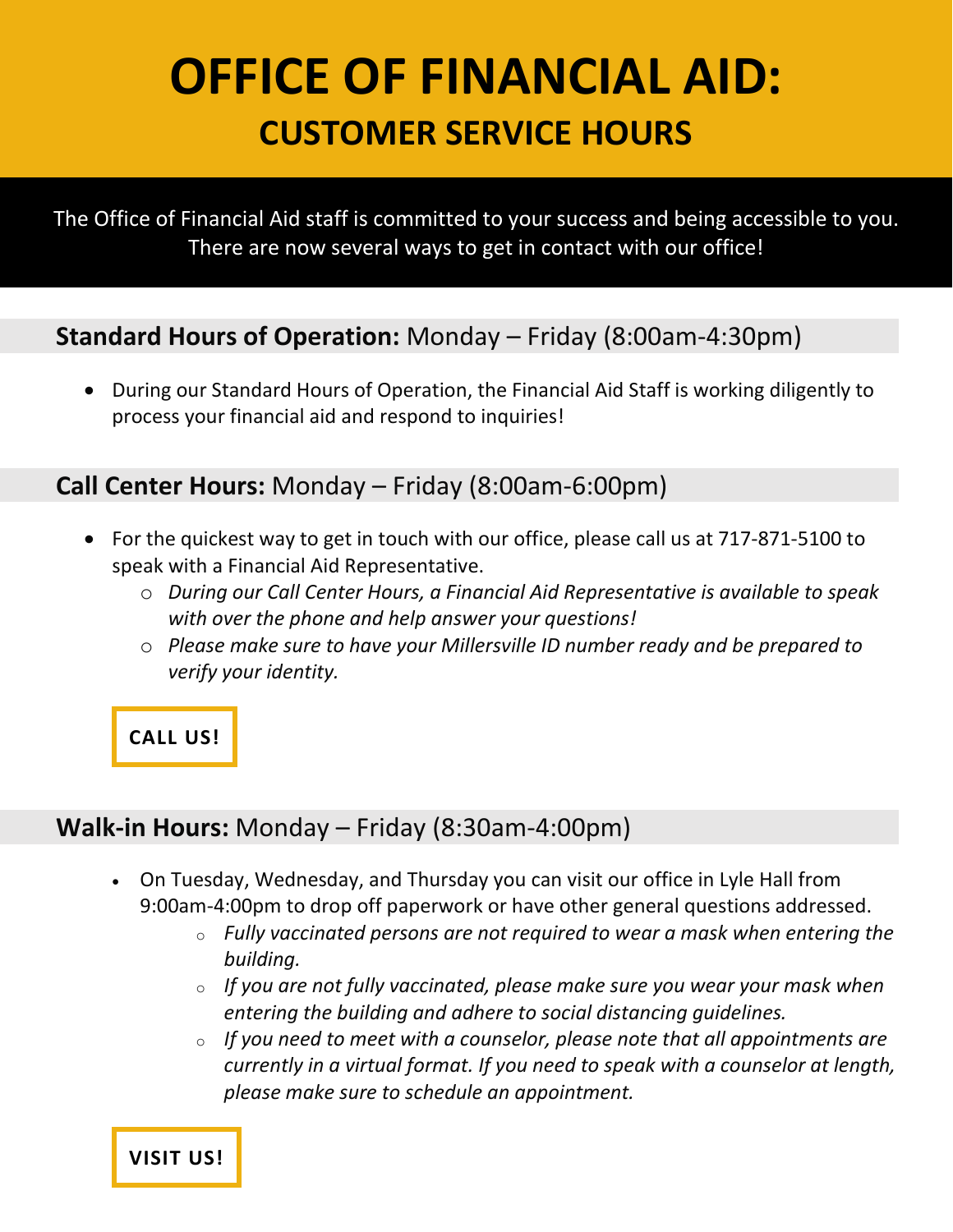# OFFICE OF FINANCIAL AID:

## CUSTOMER SERVICE HOURS

The Office of Financial Aid staff is committed to your success and being accessible to you. There are now several ways to get in contact with our office!

### **Standard Hours of Operation:** Monday – Friday (8:00am-4:30pm)

- During our Standard Hours of Operation, the Financial Aid Staff is working diligently to process your financial aid and respond to inquiries!

### **Call Center Hours:** Monday – Friday (8:00am-6:00pm)

- For the quickest way to get in touch with our office, please call us at 717-871-5100 to speak with a Financial Aid Representative.
  - *During our Call Center Hours, a Financial Aid Representative is available to speak with over the phone and help answer your questions!*
  - *Please make sure to have your Millersville ID number ready and be prepared to verify your identity.*

**CALL US!**

### **Walk-in Hours:** Monday – Friday (8:30am-4:00pm)

- On Tuesday, Wednesday, and Thursday you can visit our office in Lyle Hall from 9:00am-4:00pm to drop off paperwork or have other general questions addressed.
  - *Fully vaccinated persons are not required to wear a mask when entering the building.*
  - *If you are not fully vaccinated, please make sure you wear your mask when entering the building and adhere to social distancing guidelines.*
  - *If you need to meet with a counselor, please note that all appointments are currently in a virtual format. If you need to speak with a counselor at length, please make sure to schedule an appointment.*

**VISIT US!**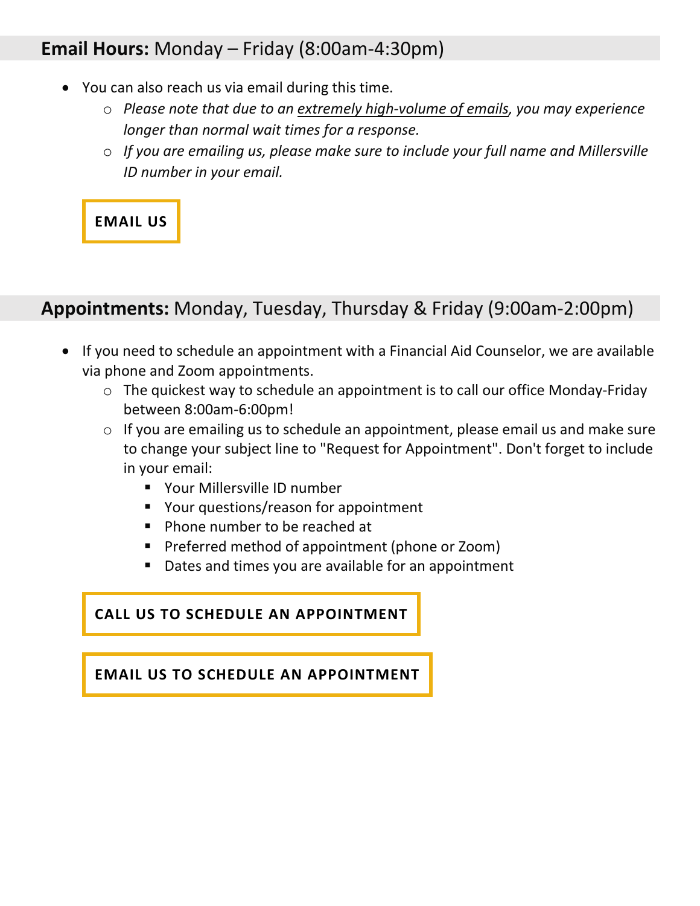## **Email Hours:** Monday – Friday (8:00am-4:30pm)

- You can also reach us via email during this time.
    - *Please note that due to an extremely high-volume of emails, you may experience longer than normal wait times for a response.*
    - *If you are emailing us, please make sure to include your full name and Millersville ID number in your email.*

**EMAIL US**

## **Appointments:** Monday, Tuesday, Thursday & Friday (9:00am-2:00pm)

- If you need to schedule an appointment with a Financial Aid Counselor, we are available via phone and Zoom appointments.
    - The quickest way to schedule an appointment is to call our office Monday-Friday between 8:00am-6:00pm!
    - If you are emailing us to schedule an appointment, please email us and make sure to change your subject line to "Request for Appointment". Don't forget to include in your email:
        - Your Millersville ID number
        - Your questions/reason for appointment
        - Phone number to be reached at
        - Preferred method of appointment (phone or Zoom)
        - Dates and times you are available for an appointment

**CALL US TO SCHEDULE AN APPOINTMENT**

**EMAIL US TO SCHEDULE AN APPOINTMENT**